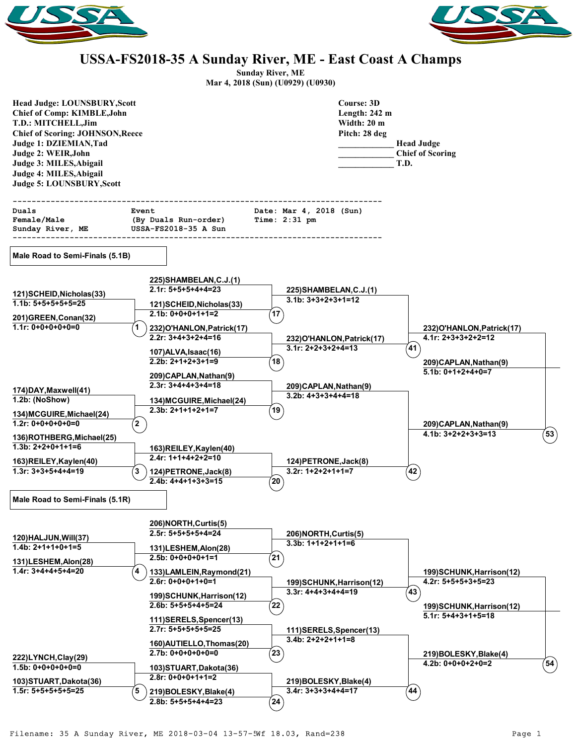# USSA-FS2018-35 A Sunday River, ME - East Coast A Champs

**Sunday River, ME**
**Mar 4, 2018 (Sun) (U0929) (U0930)**

**Head Judge: LOUNSBURY,Scott**
**Chief of Comp: KIMBLE,John**
**T.D.: MITCHELL,Jim**
**Chief of Scoring: JOHNSON,Reece**
**Judge 1: DZIEMIAN,Tad**
**Judge 2: WEIR,John**
**Judge 3: MILES,Abigail**
**Judge 4: MILES,Abigail**
**Judge 5: LOUNSBURY,Scott**

**Course: 3D**
**Length: 242 m**
**Width: 20 m**
**Pitch: 28 deg**

____________ **Head Judge**
____________ **Chief of Scoring**
____________ **T.D.**

```
Duals               Event                  Date: Mar 4, 2018 (Sun)
Female/Male         (By Duals Run-order)   Time: 2:31 pm
Sunday River, ME    USSA-FS2018-35 A Sun
```

## Male Road to Semi-Finals (5.1B)

**Round 1**

- Heat 1: 121)SCHEID,Nicholas(33) — 1.1b: 5+5+5+5+5=25; 201)GREEN,Conan(32) — 1.1r: 0+0+0+0+0=0
- Heat 2: 174)DAY,Maxwell(41) — 1.2b: (NoShow); 134)MCGUIRE,Michael(24) — 1.2r: 0+0+0+0+0=0
- Heat 3: 136)ROTHBERG,Michael(25) — 1.3b: 2+2+0+1+1=6; 163)REILEY,Kaylen(40) — 1.3r: 3+3+5+4+4=19

**Round 2**

- Heat 17: 225)SHAMBELAN,C.J.(1) — 2.1r: 5+5+5+4+4=23; 121)SCHEID,Nicholas(33) — 2.1b: 0+0+0+1+1=2
- Heat 18: 232)O'HANLON,Patrick(17) — 2.2r: 3+4+3+2+4=16; 107)ALVA,Isaac(16) — 2.2b: 2+1+2+3+1=9
- Heat 19: 209)CAPLAN,Nathan(9) — 2.3r: 3+4+4+3+4=18; 134)MCGUIRE,Michael(24) — 2.3b: 2+1+1+2+1=7
- Heat 20: 163)REILEY,Kaylen(40) — 2.4r: 1+1+4+2+2=10; 124)PETRONE,Jack(8) — 2.4b: 4+4+1+3+3=15

**Round 3**

- Heat 41: 225)SHAMBELAN,C.J.(1) — 3.1b: 3+3+2+3+1=12; 232)O'HANLON,Patrick(17) — 3.1r: 2+2+3+2+4=13
- Heat 42: 209)CAPLAN,Nathan(9) — 3.2b: 4+3+3+4+4=18; 124)PETRONE,Jack(8) — 3.2r: 1+2+2+1+1=7

**Round 4**

- Heat 53: 232)O'HANLON,Patrick(17) — 4.1r: 2+3+3+2+2=12; 209)CAPLAN,Nathan(9) — 4.1b: 3+2+2+3+3=13

**Advances:** 209)CAPLAN,Nathan(9) — 5.1b: 0+1+2+4+0=7

## Male Road to Semi-Finals (5.1R)

**Round 1**

- Heat 4: 120)HALJUN,Will(37) — 1.4b: 2+1+1+0+1=5; 131)LESHEM,Alon(28) — 1.4r: 3+4+4+5+4=20
- Heat 5: 222)LYNCH,Clay(29) — 1.5b: 0+0+0+0+0=0; 103)STUART,Dakota(36) — 1.5r: 5+5+5+5+5=25

**Round 2**

- Heat 21: 206)NORTH,Curtis(5) — 2.5r: 5+5+5+5+4=24; 131)LESHEM,Alon(28) — 2.5b: 0+0+0+0+1=1
- Heat 22: 133)LAMLEIN,Raymond(21) — 2.6r: 0+0+0+1+0=1; 199)SCHUNK,Harrison(12) — 2.6b: 5+5+5+4+5=24
- Heat 23: 111)SERELS,Spencer(13) — 2.7r: 5+5+5+5+5=25; 160)AUTIELLO,Thomas(20) — 2.7b: 0+0+0+0+0=0
- Heat 24: 103)STUART,Dakota(36) — 2.8r: 0+0+0+1+1=2; 219)BOLESKY,Blake(4) — 2.8b: 5+5+5+4+4=23

**Round 3**

- Heat 43: 206)NORTH,Curtis(5) — 3.3b: 1+1+2+1+1=6; 199)SCHUNK,Harrison(12) — 3.3r: 4+4+3+4+4=19
- Heat 44: 111)SERELS,Spencer(13) — 3.4b: 2+2+2+1+1=8; 219)BOLESKY,Blake(4) — 3.4r: 3+3+3+4+4=17

**Round 4**

- Heat 54: 199)SCHUNK,Harrison(12) — 4.2r: 5+5+5+3+5=23; 219)BOLESKY,Blake(4) — 4.2b: 0+0+0+2+0=2

**Advances:** 199)SCHUNK,Harrison(12) — 5.1r: 5+4+3+1+5=18

Filename: 35 A Sunday River, ME 2018-03-04 13-57-5Wf 18.03, Rand=238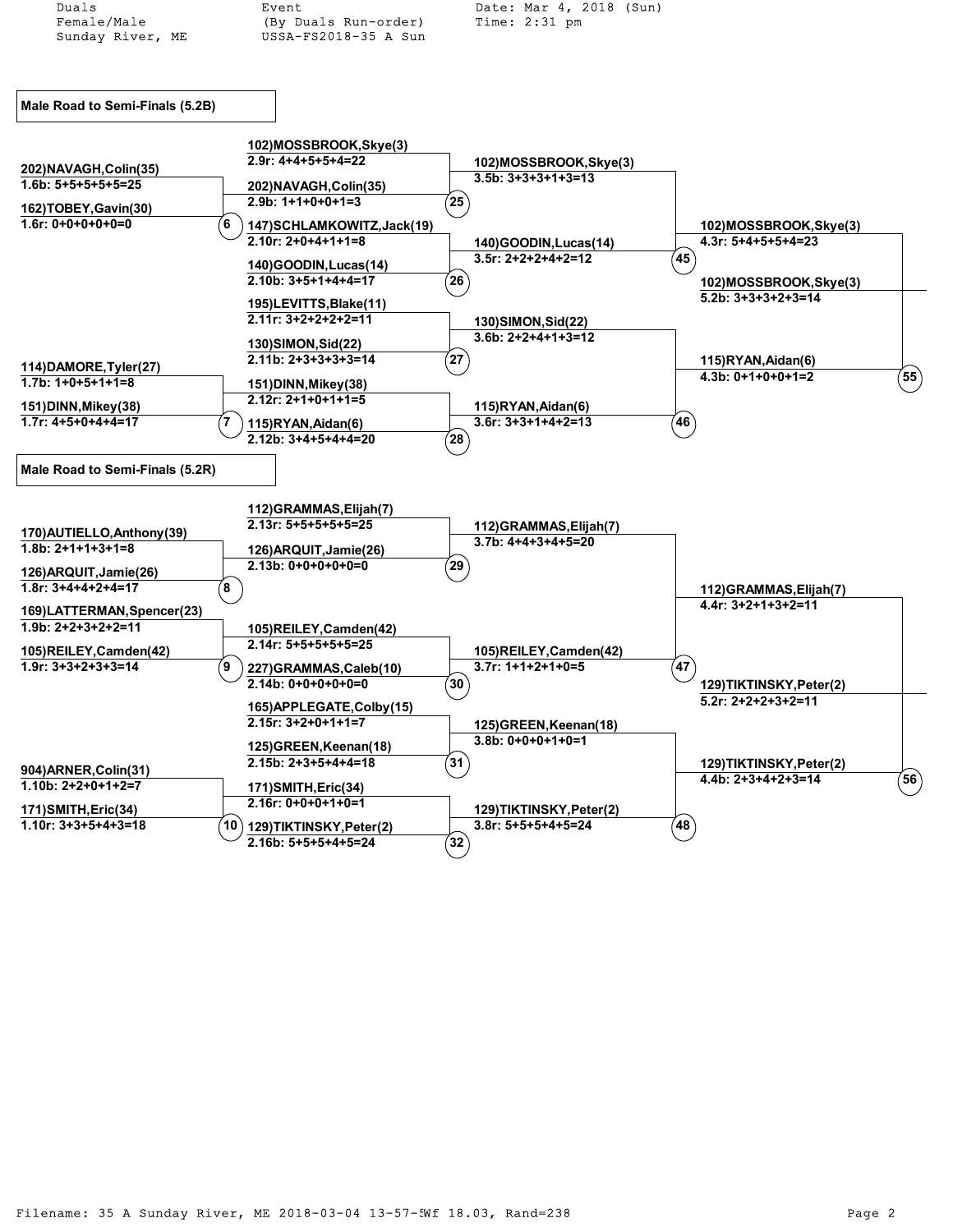Duals
Female/Male
Sunday River, ME

Event
(By Duals Run-order)
USSA-FS2018-35 A Sun

Date: Mar 4, 2018 (Sun)
Time: 2:31 pm

## Male Road to Semi-Finals (5.2B)

| Round 1 | Round 2 | Round 3 | Round 4 | Semi-Final |
|---|---|---|---|---|
| 202)NAVAGH,Colin(35) 1.6b: 5+5+5+5+5=25 | 102)MOSSBROOK,Skye(3) 2.9r: 4+4+5+5+4=22 | 102)MOSSBROOK,Skye(3) 3.5b: 3+3+3+1+3=13 | 102)MOSSBROOK,Skye(3) 4.3r: 5+4+5+5+4=23 | 102)MOSSBROOK,Skye(3) 5.2b: 3+3+3+2+3=14 |
| 162)TOBEY,Gavin(30) 1.6r: 0+0+0+0+0=0 (6) | 202)NAVAGH,Colin(35) 2.9b: 1+1+0+0+1=3 (25) | | | |
| | 147)SCHLAMKOWITZ,Jack(19) 2.10r: 2+0+4+1+1=8 | 140)GOODIN,Lucas(14) 3.5r: 2+2+2+4+2=12 (45) | | |
| | 140)GOODIN,Lucas(14) 2.10b: 3+5+1+4+4=17 (26) | | | |
| | 195)LEVITTS,Blake(11) 2.11r: 3+2+2+2+2=11 | 130)SIMON,Sid(22) 3.6b: 2+2+4+1+3=12 | 115)RYAN,Aidan(6) 4.3b: 0+1+0+0+1=2 (55) | |
| | 130)SIMON,Sid(22) 2.11b: 2+3+3+3+3=14 (27) | | | |
| 114)DAMORE,Tyler(27) 1.7b: 1+0+5+1+1=8 | 151)DINN,Mikey(38) 2.12r: 2+1+0+1+1=5 | 115)RYAN,Aidan(6) 3.6r: 3+3+1+4+2=13 (46) | | |
| 151)DINN,Mikey(38) 1.7r: 4+5+0+4+4=17 (7) | 115)RYAN,Aidan(6) 2.12b: 3+4+5+4+4=20 (28) | | | |

## Male Road to Semi-Finals (5.2R)

| Round 1 | Round 2 | Round 3 | Round 4 | Semi-Final |
|---|---|---|---|---|
| 170)AUTIELLO,Anthony(39) 1.8b: 2+1+1+3+1=8 | 112)GRAMMAS,Elijah(7) 2.13r: 5+5+5+5+5=25 | 112)GRAMMAS,Elijah(7) 3.7b: 4+4+3+4+5=20 | 112)GRAMMAS,Elijah(7) 4.4r: 3+2+1+3+2=11 | 129)TIKTINSKY,Peter(2) 5.2r: 2+2+2+3+2=11 |
| 126)ARQUIT,Jamie(26) 1.8r: 3+4+4+2+4=17 (8) | 126)ARQUIT,Jamie(26) 2.13b: 0+0+0+0+0=0 (29) | | | |
| 169)LATTERMAN,Spencer(23) 1.9b: 2+2+3+2+2=11 | 105)REILEY,Camden(42) 2.14r: 5+5+5+5+5=25 | 105)REILEY,Camden(42) 3.7r: 1+1+2+1+0=5 (47) | | |
| 105)REILEY,Camden(42) 1.9r: 3+3+2+3+3=14 (9) | 227)GRAMMAS,Caleb(10) 2.14b: 0+0+0+0+0=0 (30) | | | |
| | 165)APPLEGATE,Colby(15) 2.15r: 3+2+0+1+1=7 | 125)GREEN,Keenan(18) 3.8b: 0+0+0+1+0=1 | 129)TIKTINSKY,Peter(2) 4.4b: 2+3+4+2+3=14 (56) | |
| 904)ARNER,Colin(31) 1.10b: 2+2+0+1+2=7 | 125)GREEN,Keenan(18) 2.15b: 2+3+5+4+4=18 (31) | | | |
| 171)SMITH,Eric(34) 1.10r: 3+3+5+4+3=18 (10) | 171)SMITH,Eric(34) 2.16r: 0+0+0+1+0=1 | 129)TIKTINSKY,Peter(2) 3.8r: 5+5+5+4+5=24 (48) | | |
| | 129)TIKTINSKY,Peter(2) 2.16b: 5+5+5+4+5=24 (32) | | | |

Filename: 35 A Sunday River, ME 2018-03-04 13-57-5Wf 18.03, Rand=238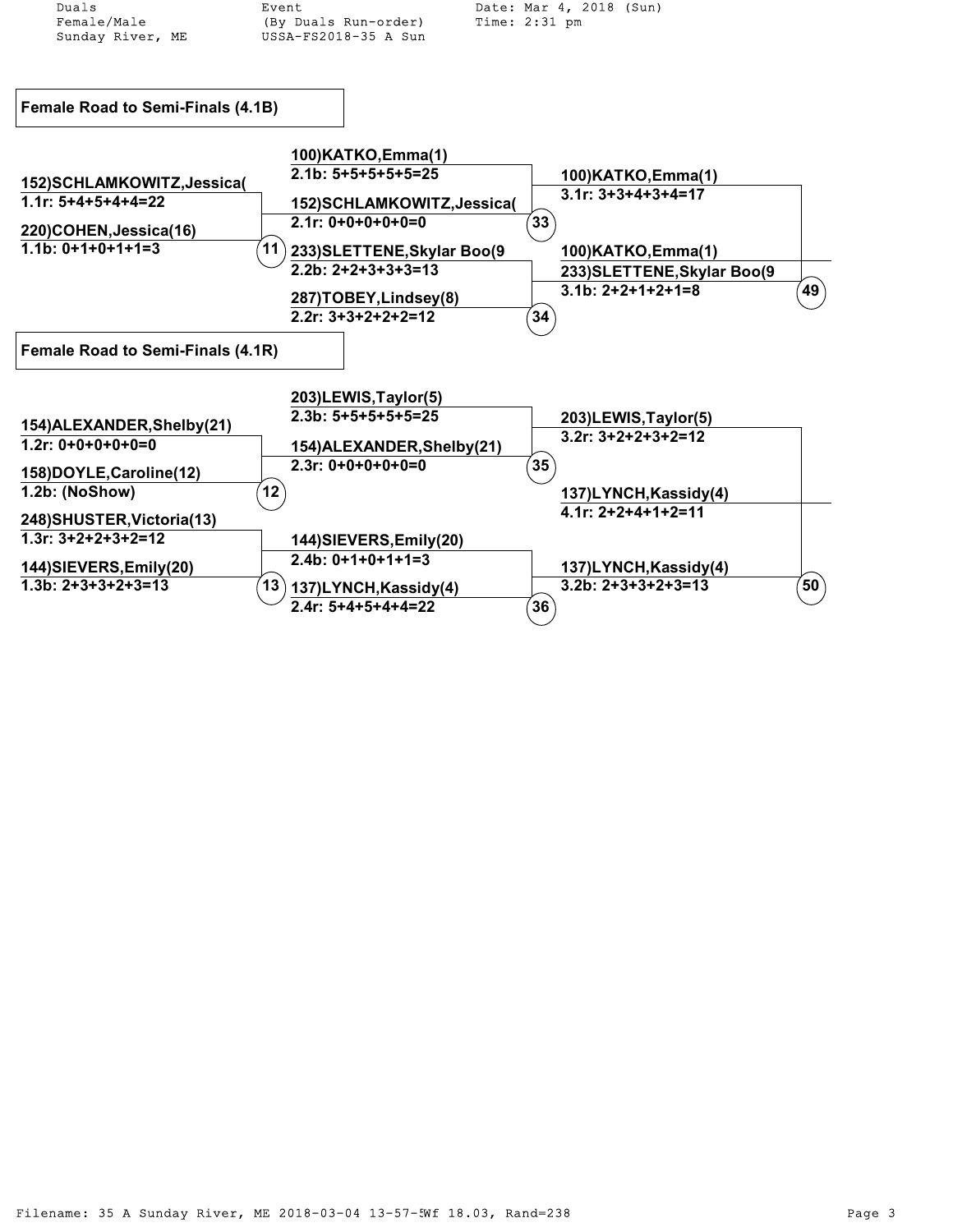Duals
Female/Male
Sunday River, ME

Event
(By Duals Run-order)
USSA-FS2018-35 A Sun

Date: Mar 4, 2018 (Sun)
Time: 2:31 pm

## Female Road to Semi-Finals (4.1B)

**Heat 11**
- 152)SCHLAMKOWITZ,Jessica( — 1.1r: 5+4+5+4+4=22
- 220)COHEN,Jessica(16) — 1.1b: 0+1+0+1+1=3

**Heat 33**
- 100)KATKO,Emma(1) — 2.1b: 5+5+5+5+5=25
- 152)SCHLAMKOWITZ,Jessica( — 2.1r: 0+0+0+0+0=0

**Heat 34**
- 233)SLETTENE,Skylar Boo(9 — 2.2b: 2+2+3+3+3=13
- 287)TOBEY,Lindsey(8) — 2.2r: 3+3+2+2+2=12

**Heat 49**
- 100)KATKO,Emma(1) — 3.1r: 3+3+4+3+4=17
- 233)SLETTENE,Skylar Boo(9 — 3.1b: 2+2+1+2+1=8

Winner: 100)KATKO,Emma(1)

## Female Road to Semi-Finals (4.1R)

**Heat 12**
- 154)ALEXANDER,Shelby(21) — 1.2r: 0+0+0+0+0=0
- 158)DOYLE,Caroline(12) — 1.2b: (NoShow)

**Heat 13**
- 248)SHUSTER,Victoria(13) — 1.3r: 3+2+2+3+2=12
- 144)SIEVERS,Emily(20) — 1.3b: 2+3+3+2+3=13

**Heat 35**
- 203)LEWIS,Taylor(5) — 2.3b: 5+5+5+5+5=25
- 154)ALEXANDER,Shelby(21) — 2.3r: 0+0+0+0+0=0

**Heat 36**
- 144)SIEVERS,Emily(20) — 2.4b: 0+1+0+1+1=3
- 137)LYNCH,Kassidy(4) — 2.4r: 5+4+5+4+4=22

**Heat 50**
- 203)LEWIS,Taylor(5) — 3.2r: 3+2+2+3+2=12
- 137)LYNCH,Kassidy(4) — 3.2b: 2+3+3+2+3=13

Winner: 137)LYNCH,Kassidy(4) — 4.1r: 2+2+4+1+2=11

Filename: 35 A Sunday River, ME 2018-03-04 13-57-5Wf 18.03, Rand=238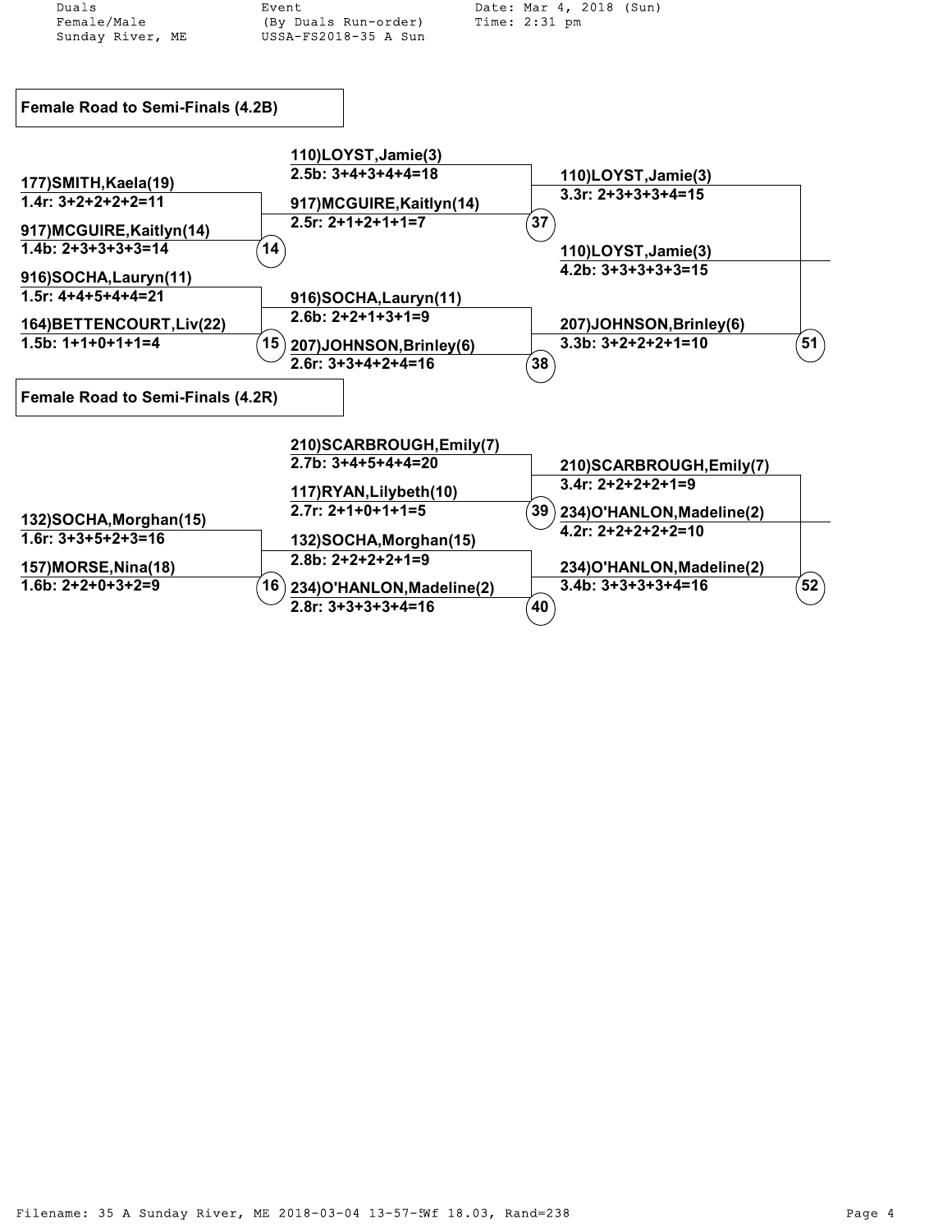Duals
Female/Male
Sunday River, ME

Event
(By Duals Run-order)
USSA-FS2018-35 A Sun

Date: Mar 4, 2018 (Sun)
Time: 2:31 pm

## Female Road to Semi-Finals (4.2B)

**Round 1**

| Match | Competitor | Run: Score |
|---|---|---|
| 14 | 177)SMITH,Kaela(19) | 1.4r: 3+2+2+2+2=11 |
| 14 | 917)MCGUIRE,Kaitlyn(14) | 1.4b: 2+3+3+3+3=14 |
| 15 | 916)SOCHA,Lauryn(11) | 1.5r: 4+4+5+4+4=21 |
| 15 | 164)BETTENCOURT,Liv(22) | 1.5b: 1+1+0+1+1=4 |

**Round 2**

| Match | Competitor | Run: Score |
|---|---|---|
| 37 | 110)LOYST,Jamie(3) | 2.5b: 3+4+3+4+4=18 |
| 37 | 917)MCGUIRE,Kaitlyn(14) | 2.5r: 2+1+2+1+1=7 |
| 38 | 916)SOCHA,Lauryn(11) | 2.6b: 2+2+1+3+1=9 |
| 38 | 207)JOHNSON,Brinley(6) | 2.6r: 3+3+4+2+4=16 |

**Round 3**

| Match | Competitor | Run: Score |
|---|---|---|
| 51 | 110)LOYST,Jamie(3) | 3.3r: 2+3+3+3+4=15 |
| 51 | 207)JOHNSON,Brinley(6) | 3.3b: 3+2+2+2+1=10 |

**Advances**

| Competitor | Run: Score |
|---|---|
| 110)LOYST,Jamie(3) | 4.2b: 3+3+3+3+3=15 |

## Female Road to Semi-Finals (4.2R)

**Round 1**

| Match | Competitor | Run: Score |
|---|---|---|
| 16 | 132)SOCHA,Morghan(15) | 1.6r: 3+3+5+2+3=16 |
| 16 | 157)MORSE,Nina(18) | 1.6b: 2+2+0+3+2=9 |

**Round 2**

| Match | Competitor | Run: Score |
|---|---|---|
| 39 | 210)SCARBROUGH,Emily(7) | 2.7b: 3+4+5+4+4=20 |
| 39 | 117)RYAN,Lilybeth(10) | 2.7r: 2+1+0+1+1=5 |
| 40 | 132)SOCHA,Morghan(15) | 2.8b: 2+2+2+2+1=9 |
| 40 | 234)O'HANLON,Madeline(2) | 2.8r: 3+3+3+3+4=16 |

**Round 3**

| Match | Competitor | Run: Score |
|---|---|---|
| 52 | 210)SCARBROUGH,Emily(7) | 3.4r: 2+2+2+2+1=9 |
| 52 | 234)O'HANLON,Madeline(2) | 3.4b: 3+3+3+3+4=16 |

**Advances**

| Competitor | Run: Score |
|---|---|
| 234)O'HANLON,Madeline(2) | 4.2r: 2+2+2+2+2=10 |

Filename: 35 A Sunday River, ME 2018-03-04 13-57-5Wf 18.03, Rand=238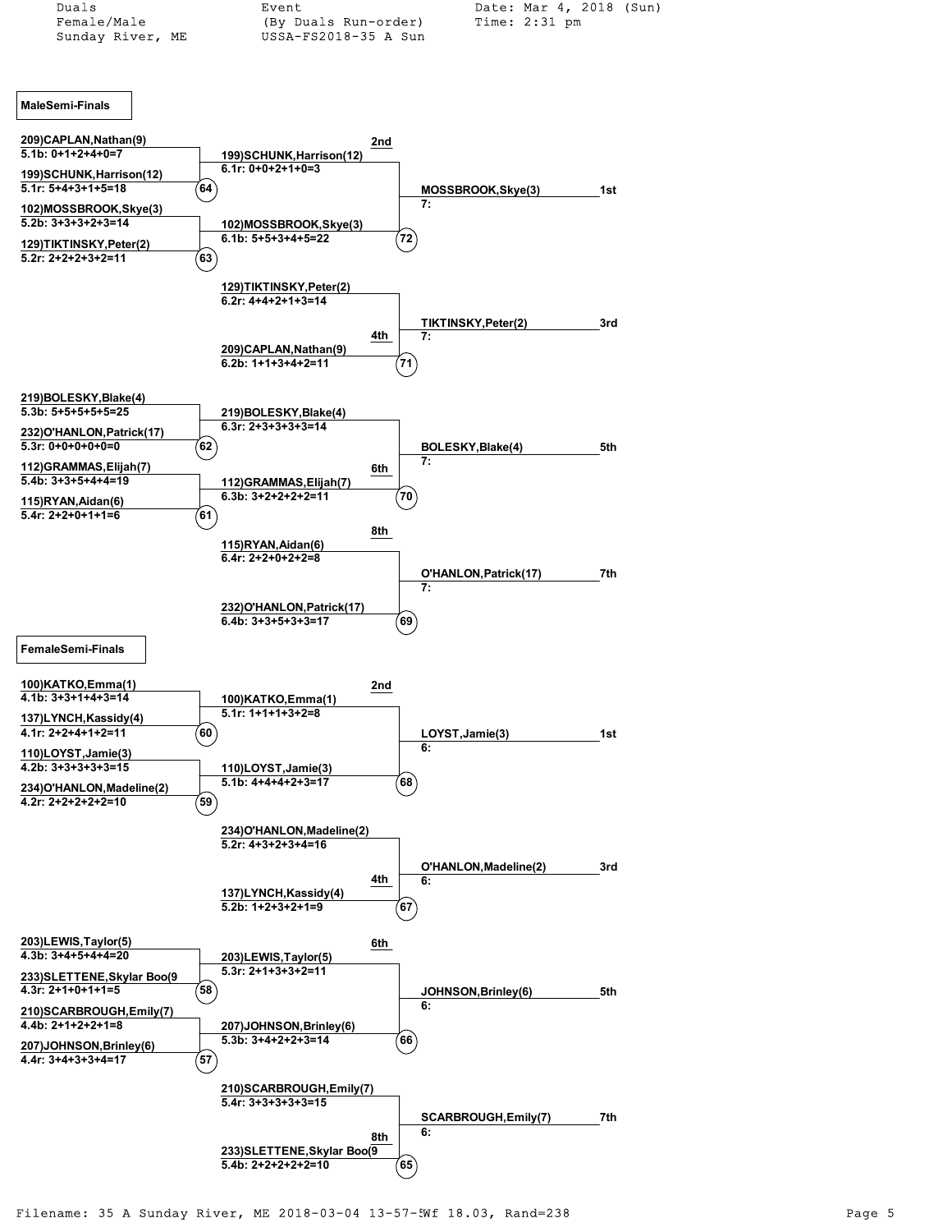Duals
Female/Male
Sunday River, ME

Event
(By Duals Run-order)
USSA-FS2018-35 A Sun

Date: Mar 4, 2018 (Sun)
Time: 2:31 pm

**MaleSemi-Finals**

209)CAPLAN,Nathan(9)
5.1b: 0+1+2+4+0=7

199)SCHUNK,Harrison(12)
5.1r: 5+4+3+1+5=18

(64)

102)MOSSBROOK,Skye(3)
5.2b: 3+3+3+2+3=14

129)TIKTINSKY,Peter(2)
5.2r: 2+2+2+3+2=11

(63)

199)SCHUNK,Harrison(12) — 2nd
6.1r: 0+0+2+1+0=3

102)MOSSBROOK,Skye(3)
6.1b: 5+5+3+4+5=22

(72)

MOSSBROOK,Skye(3) — 1st
7:

129)TIKTINSKY,Peter(2)
6.2r: 4+4+2+1+3=14

209)CAPLAN,Nathan(9) — 4th
6.2b: 1+1+3+4+2=11

(71)

TIKTINSKY,Peter(2) — 3rd
7:

219)BOLESKY,Blake(4)
5.3b: 5+5+5+5+5=25

232)O'HANLON,Patrick(17)
5.3r: 0+0+0+0+0=0

(62)

112)GRAMMAS,Elijah(7)
5.4b: 3+3+5+4+4=19

115)RYAN,Aidan(6)
5.4r: 2+2+0+1+1=6

(61)

219)BOLESKY,Blake(4)
6.3r: 2+3+3+3+3=14

112)GRAMMAS,Elijah(7) — 6th
6.3b: 3+2+2+2+2=11

(70)

BOLESKY,Blake(4) — 5th
7:

115)RYAN,Aidan(6) — 8th
6.4r: 2+2+0+2+2=8

232)O'HANLON,Patrick(17)
6.4b: 3+3+5+3+3=17

(69)

O'HANLON,Patrick(17) — 7th
7:

**FemaleSemi-Finals**

100)KATKO,Emma(1)
4.1b: 3+3+1+4+3=14

137)LYNCH,Kassidy(4)
4.1r: 2+2+4+1+2=11

(60)

110)LOYST,Jamie(3)
4.2b: 3+3+3+3+3=15

234)O'HANLON,Madeline(2)
4.2r: 2+2+2+2+2=10

(59)

100)KATKO,Emma(1) — 2nd
5.1r: 1+1+1+3+2=8

110)LOYST,Jamie(3)
5.1b: 4+4+4+2+3=17

(68)

LOYST,Jamie(3) — 1st
6:

234)O'HANLON,Madeline(2)
5.2r: 4+3+2+3+4=16

137)LYNCH,Kassidy(4) — 4th
5.2b: 1+2+3+2+1=9

(67)

O'HANLON,Madeline(2) — 3rd
6:

203)LEWIS,Taylor(5)
4.3b: 3+4+5+4+4=20

233)SLETTENE,Skylar Boo(9
4.3r: 2+1+0+1+1=5

(58)

210)SCARBROUGH,Emily(7)
4.4b: 2+1+2+2+1=8

207)JOHNSON,Brinley(6)
4.4r: 3+4+3+3+4=17

(57)

203)LEWIS,Taylor(5) — 6th
5.3r: 2+1+3+3+2=11

207)JOHNSON,Brinley(6)
5.3b: 3+4+2+2+3=14

(66)

JOHNSON,Brinley(6) — 5th
6:

210)SCARBROUGH,Emily(7)
5.4r: 3+3+3+3+3=15

233)SLETTENE,Skylar Boo(9 — 8th
5.4b: 2+2+2+2+2=10

(65)

SCARBROUGH,Emily(7) — 7th
6:

Filename: 35 A Sunday River, ME 2018-03-04 13-57-5Wf 18.03, Rand=238